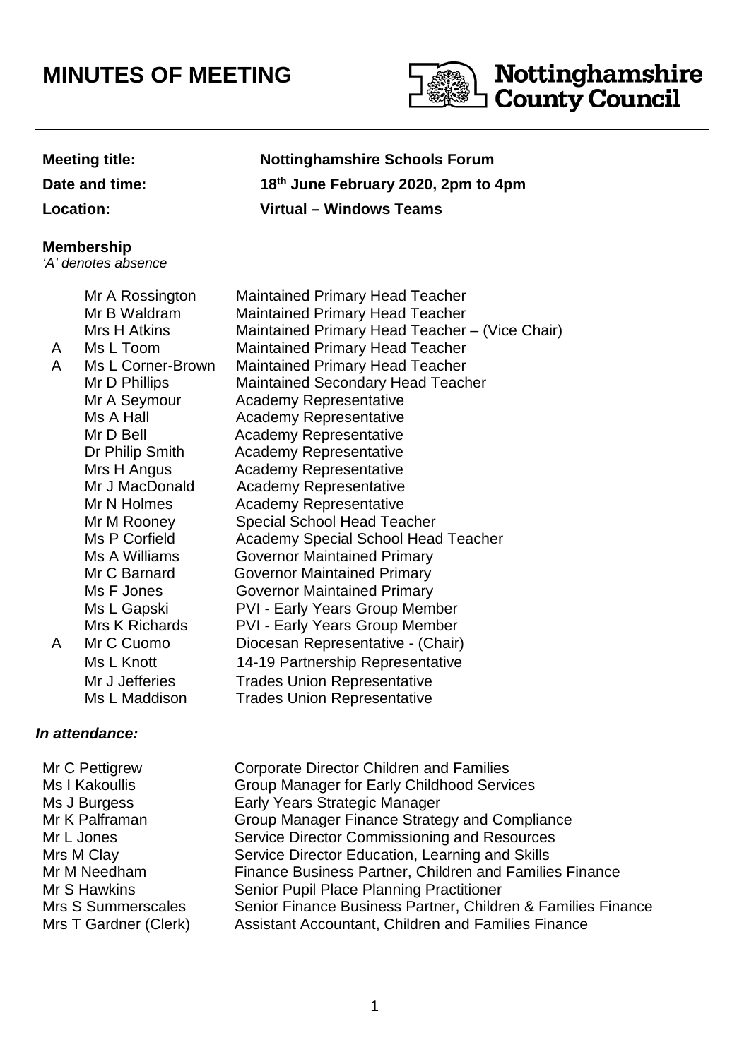# MINUTES OF MEETING

Nottinghamshire County Council

**Meeting title:** **Nottinghamshire Schools Forum**

**Date and time:** **18th June February 2020, 2pm to 4pm**

**Location:** **Virtual – Windows Teams**

**Membership**

*'A' denotes absence*

| | | |
|---|---|---|
| | Mr A Rossington | Maintained Primary Head Teacher |
| | Mr B Waldram | Maintained Primary Head Teacher |
| | Mrs H Atkins | Maintained Primary Head Teacher – (Vice Chair) |
| A | Ms L Toom | Maintained Primary Head Teacher |
| A | Ms L Corner-Brown | Maintained Primary Head Teacher |
| | Mr D Phillips | Maintained Secondary Head Teacher |
| | Mr A Seymour | Academy Representative |
| | Ms A Hall | Academy Representative |
| | Mr D Bell | Academy Representative |
| | Dr Philip Smith | Academy Representative |
| | Mrs H Angus | Academy Representative |
| | Mr J MacDonald | Academy Representative |
| | Mr N Holmes | Academy Representative |
| | Mr M Rooney | Special School Head Teacher |
| | Ms P Corfield | Academy Special School Head Teacher |
| | Ms A Williams | Governor Maintained Primary |
| | Mr C Barnard | Governor Maintained Primary |
| | Ms F Jones | Governor Maintained Primary |
| | Ms L Gapski | PVI - Early Years Group Member |
| | Mrs K Richards | PVI - Early Years Group Member |
| A | Mr C Cuomo | Diocesan Representative - (Chair) |
| | Ms L Knott | 14-19 Partnership Representative |
| | Mr J Jefferies | Trades Union Representative |
| | Ms L Maddison | Trades Union Representative |

***In attendance:***

| | |
|---|---|
| Mr C Pettigrew | Corporate Director Children and Families |
| Ms I Kakoullis | Group Manager for Early Childhood Services |
| Ms J Burgess | Early Years Strategic Manager |
| Mr K Palframan | Group Manager Finance Strategy and Compliance |
| Mr L Jones | Service Director Commissioning and Resources |
| Mrs M Clay | Service Director Education, Learning and Skills |
| Mr M Needham | Finance Business Partner, Children and Families Finance |
| Mr S Hawkins | Senior Pupil Place Planning Practitioner |
| Mrs S Summerscales | Senior Finance Business Partner, Children & Families Finance |
| Mrs T Gardner (Clerk) | Assistant Accountant, Children and Families Finance |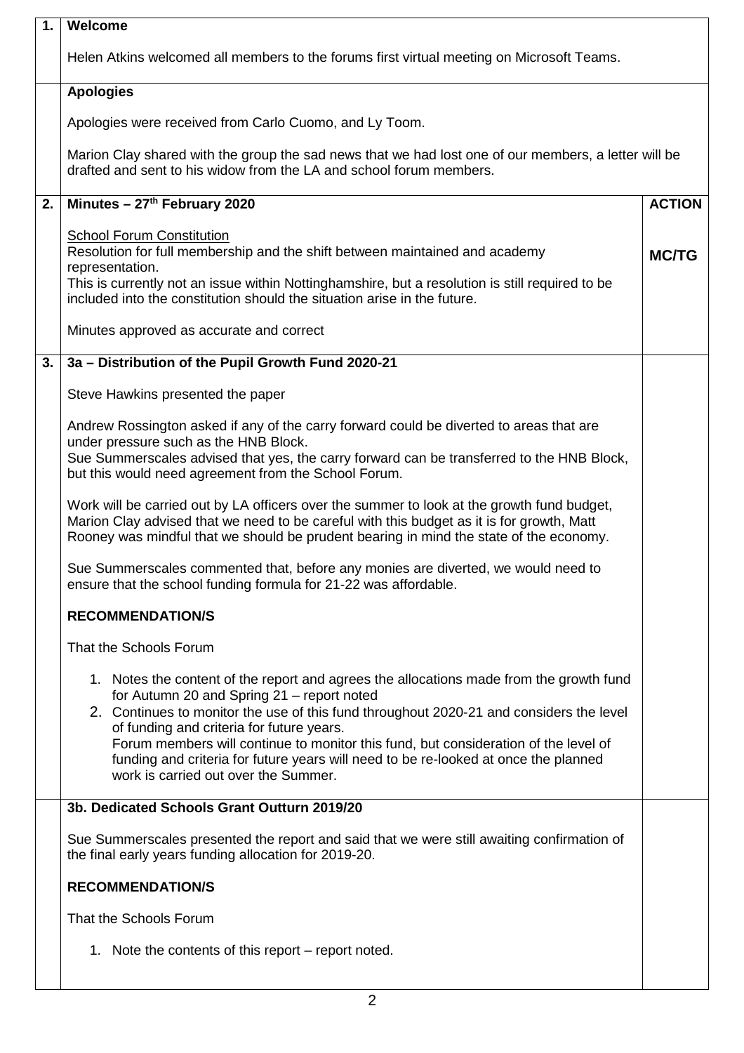| | | |
|---|---|---|
| **1.** | **Welcome**<br><br>Helen Atkins welcomed all members to the forums first virtual meeting on Microsoft Teams. | |
| | **Apologies**<br><br>Apologies were received from Carlo Cuomo, and Ly Toom.<br><br>Marion Clay shared with the group the sad news that we had lost one of our members, a letter will be drafted and sent to his widow from the LA and school forum members. | |
| **2.** | **Minutes – 27th February 2020**<br><br>School Forum Constitution<br>Resolution for full membership and the shift between maintained and academy representation.<br>This is currently not an issue within Nottinghamshire, but a resolution is still required to be included into the constitution should the situation arise in the future.<br><br>Minutes approved as accurate and correct | **ACTION**<br><br>**MC/TG** |
| **3.** | **3a – Distribution of the Pupil Growth Fund 2020-21**<br><br>Steve Hawkins presented the paper<br><br>Andrew Rossington asked if any of the carry forward could be diverted to areas that are under pressure such as the HNB Block.<br>Sue Summerscales advised that yes, the carry forward can be transferred to the HNB Block, but this would need agreement from the School Forum.<br><br>Work will be carried out by LA officers over the summer to look at the growth fund budget, Marion Clay advised that we need to be careful with this budget as it is for growth, Matt Rooney was mindful that we should be prudent bearing in mind the state of the economy.<br><br>Sue Summerscales commented that, before any monies are diverted, we would need to ensure that the school funding formula for 21-22 was affordable.<br><br>**RECOMMENDATION/S**<br><br>That the Schools Forum<br><br>1. Notes the content of the report and agrees the allocations made from the growth fund for Autumn 20 and Spring 21 – report noted<br>2. Continues to monitor the use of this fund throughout 2020-21 and considers the level of funding and criteria for future years.<br>Forum members will continue to monitor this fund, but consideration of the level of funding and criteria for future years will need to be re-looked at once the planned work is carried out over the Summer. | |
| | **3b. Dedicated Schools Grant Outturn 2019/20**<br><br>Sue Summerscales presented the report and said that we were still awaiting confirmation of the final early years funding allocation for 2019-20.<br><br>**RECOMMENDATION/S**<br><br>That the Schools Forum<br><br>1. Note the contents of this report – report noted. | |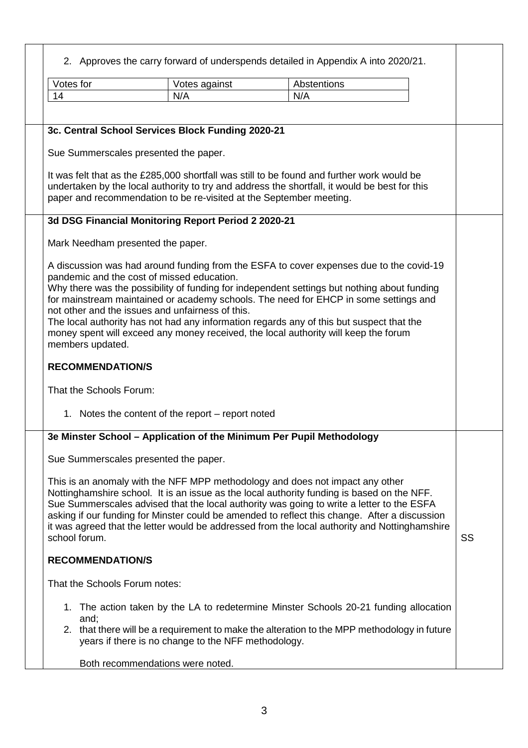2. Approves the carry forward of underspends detailed in Appendix A into 2020/21.

| Votes for | Votes against | Abstentions |
| --- | --- | --- |
| 14 | N/A | N/A |

**3c. Central School Services Block Funding 2020-21**

Sue Summerscales presented the paper.

It was felt that as the £285,000 shortfall was still to be found and further work would be undertaken by the local authority to try and address the shortfall, it would be best for this paper and recommendation to be re-visited at the September meeting.

**3d DSG Financial Monitoring Report Period 2 2020-21**

Mark Needham presented the paper.

A discussion was had around funding from the ESFA to cover expenses due to the covid-19 pandemic and the cost of missed education.
Why there was the possibility of funding for independent settings but nothing about funding for mainstream maintained or academy schools. The need for EHCP in some settings and not other and the issues and unfairness of this.
The local authority has not had any information regards any of this but suspect that the money spent will exceed any money received, the local authority will keep the forum members updated.

**RECOMMENDATION/S**

That the Schools Forum:

1. Notes the content of the report – report noted

**3e Minster School – Application of the Minimum Per Pupil Methodology**

Sue Summerscales presented the paper.

This is an anomaly with the NFF MPP methodology and does not impact any other Nottinghamshire school. It is an issue as the local authority funding is based on the NFF. Sue Summerscales advised that the local authority was going to write a letter to the ESFA asking if our funding for Minster could be amended to reflect this change. After a discussion it was agreed that the letter would be addressed from the local authority and Nottinghamshire school forum. — **Action: SS**

**RECOMMENDATION/S**

That the Schools Forum notes:

1. The action taken by the LA to redetermine Minster Schools 20-21 funding allocation and;
2. that there will be a requirement to make the alteration to the MPP methodology in future years if there is no change to the NFF methodology.

Both recommendations were noted.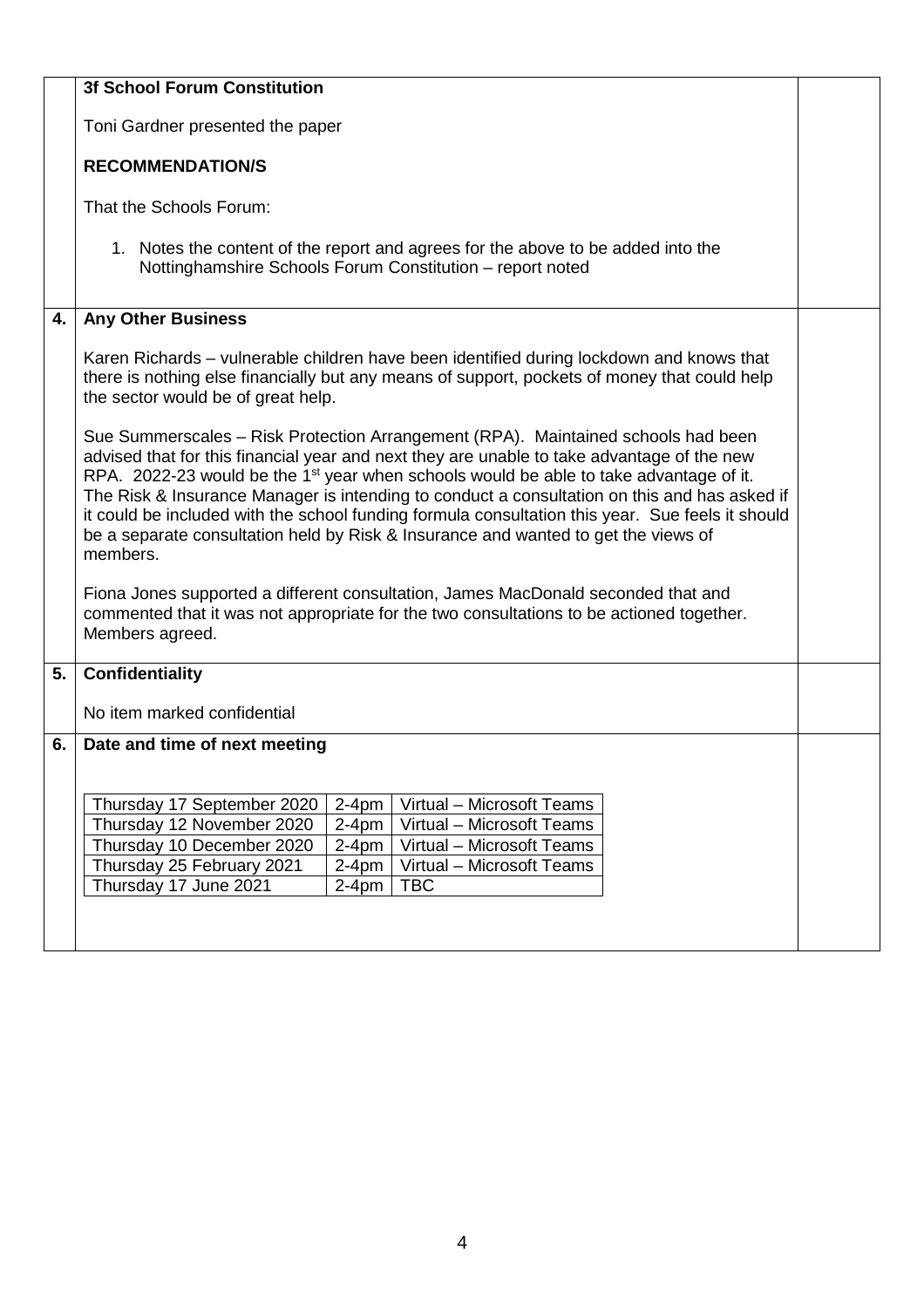### 3f School Forum Constitution

Toni Gardner presented the paper

**RECOMMENDATION/S**

That the Schools Forum:

1. Notes the content of the report and agrees for the above to be added into the Nottinghamshire Schools Forum Constitution – report noted

## 4. Any Other Business

Karen Richards – vulnerable children have been identified during lockdown and knows that there is nothing else financially but any means of support, pockets of money that could help the sector would be of great help.

Sue Summerscales – Risk Protection Arrangement (RPA). Maintained schools had been advised that for this financial year and next they are unable to take advantage of the new RPA. 2022-23 would be the 1st year when schools would be able to take advantage of it. The Risk & Insurance Manager is intending to conduct a consultation on this and has asked if it could be included with the school funding formula consultation this year. Sue feels it should be a separate consultation held by Risk & Insurance and wanted to get the views of members.

Fiona Jones supported a different consultation, James MacDonald seconded that and commented that it was not appropriate for the two consultations to be actioned together. Members agreed.

## 5. Confidentiality

No item marked confidential

## 6. Date and time of next meeting

| | | |
|---|---|---|
| Thursday 17 September 2020 | 2-4pm | Virtual – Microsoft Teams |
| Thursday 12 November 2020 | 2-4pm | Virtual – Microsoft Teams |
| Thursday 10 December 2020 | 2-4pm | Virtual – Microsoft Teams |
| Thursday 25 February 2021 | 2-4pm | Virtual – Microsoft Teams |
| Thursday 17 June 2021 | 2-4pm | TBC |